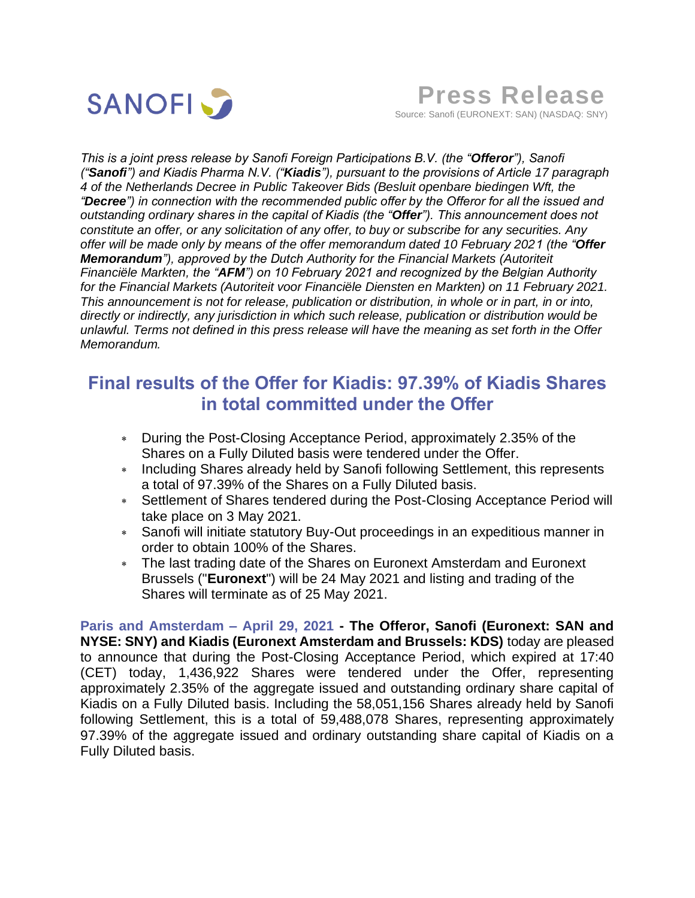SANOFI

# Press Release

Source: Sanofi (EURONEXT: SAN) (NASDAQ: SNY)

*This is a joint press release by Sanofi Foreign Participations B.V. (the "**Offeror**"), Sanofi ("**Sanofi**") and Kiadis Pharma N.V. ("**Kiadis**"), pursuant to the provisions of Article 17 paragraph 4 of the Netherlands Decree in Public Takeover Bids (Besluit openbare biedingen Wft, the "**Decree**") in connection with the recommended public offer by the Offeror for all the issued and outstanding ordinary shares in the capital of Kiadis (the "**Offer**"). This announcement does not constitute an offer, or any solicitation of any offer, to buy or subscribe for any securities. Any offer will be made only by means of the offer memorandum dated 10 February 2021 (the "**Offer Memorandum**"), approved by the Dutch Authority for the Financial Markets (Autoriteit Financiële Markten, the "**AFM**") on 10 February 2021 and recognized by the Belgian Authority for the Financial Markets (Autoriteit voor Financiële Diensten en Markten) on 11 February 2021. This announcement is not for release, publication or distribution, in whole or in part, in or into, directly or indirectly, any jurisdiction in which such release, publication or distribution would be unlawful. Terms not defined in this press release will have the meaning as set forth in the Offer Memorandum.*

## Final results of the Offer for Kiadis: 97.39% of Kiadis Shares in total committed under the Offer

- During the Post-Closing Acceptance Period, approximately 2.35% of the Shares on a Fully Diluted basis were tendered under the Offer.
- Including Shares already held by Sanofi following Settlement, this represents a total of 97.39% of the Shares on a Fully Diluted basis.
- Settlement of Shares tendered during the Post-Closing Acceptance Period will take place on 3 May 2021.
- Sanofi will initiate statutory Buy-Out proceedings in an expeditious manner in order to obtain 100% of the Shares.
- The last trading date of the Shares on Euronext Amsterdam and Euronext Brussels ("**Euronext**") will be 24 May 2021 and listing and trading of the Shares will terminate as of 25 May 2021.

**Paris and Amsterdam – April 29, 2021 - The Offeror, Sanofi (Euronext: SAN and NYSE: SNY) and Kiadis (Euronext Amsterdam and Brussels: KDS)** today are pleased to announce that during the Post-Closing Acceptance Period, which expired at 17:40 (CET) today, 1,436,922 Shares were tendered under the Offer, representing approximately 2.35% of the aggregate issued and outstanding ordinary share capital of Kiadis on a Fully Diluted basis. Including the 58,051,156 Shares already held by Sanofi following Settlement, this is a total of 59,488,078 Shares, representing approximately 97.39% of the aggregate issued and ordinary outstanding share capital of Kiadis on a Fully Diluted basis.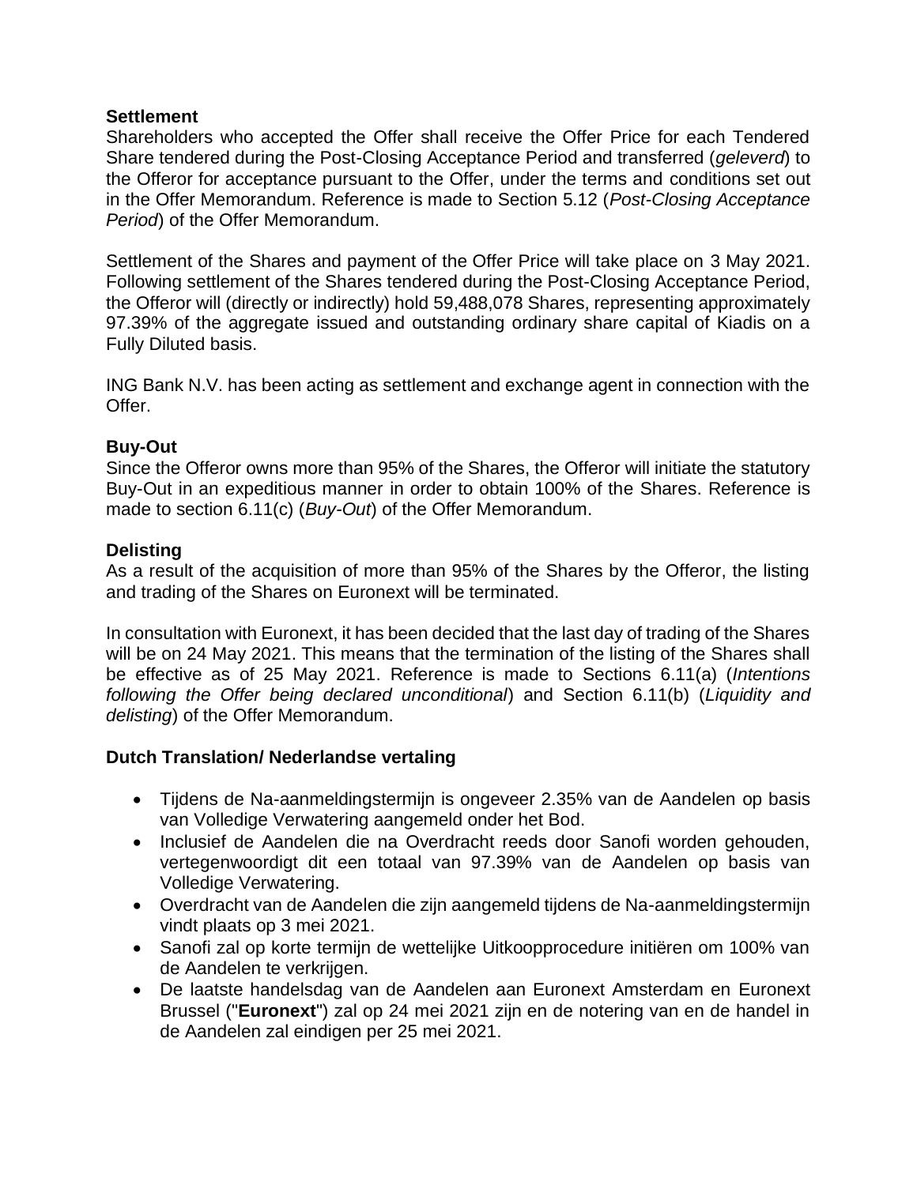**Settlement**

Shareholders who accepted the Offer shall receive the Offer Price for each Tendered Share tendered during the Post-Closing Acceptance Period and transferred (*geleverd*) to the Offeror for acceptance pursuant to the Offer, under the terms and conditions set out in the Offer Memorandum. Reference is made to Section 5.12 (*Post-Closing Acceptance Period*) of the Offer Memorandum.

Settlement of the Shares and payment of the Offer Price will take place on 3 May 2021. Following settlement of the Shares tendered during the Post-Closing Acceptance Period, the Offeror will (directly or indirectly) hold 59,488,078 Shares, representing approximately 97.39% of the aggregate issued and outstanding ordinary share capital of Kiadis on a Fully Diluted basis.

ING Bank N.V. has been acting as settlement and exchange agent in connection with the Offer.

**Buy-Out**

Since the Offeror owns more than 95% of the Shares, the Offeror will initiate the statutory Buy-Out in an expeditious manner in order to obtain 100% of the Shares. Reference is made to section 6.11(c) (*Buy-Out*) of the Offer Memorandum.

**Delisting**

As a result of the acquisition of more than 95% of the Shares by the Offeror, the listing and trading of the Shares on Euronext will be terminated.

In consultation with Euronext, it has been decided that the last day of trading of the Shares will be on 24 May 2021. This means that the termination of the listing of the Shares shall be effective as of 25 May 2021. Reference is made to Sections 6.11(a) (*Intentions following the Offer being declared unconditional*) and Section 6.11(b) (*Liquidity and delisting*) of the Offer Memorandum.

**Dutch Translation/ Nederlandse vertaling**

- Tijdens de Na-aanmeldingstermijn is ongeveer 2.35% van de Aandelen op basis van Volledige Verwatering aangemeld onder het Bod.
- Inclusief de Aandelen die na Overdracht reeds door Sanofi worden gehouden, vertegenwoordigt dit een totaal van 97.39% van de Aandelen op basis van Volledige Verwatering.
- Overdracht van de Aandelen die zijn aangemeld tijdens de Na-aanmeldingstermijn vindt plaats op 3 mei 2021.
- Sanofi zal op korte termijn de wettelijke Uitkoopprocedure initiëren om 100% van de Aandelen te verkrijgen.
- De laatste handelsdag van de Aandelen aan Euronext Amsterdam en Euronext Brussel ("**Euronext**") zal op 24 mei 2021 zijn en de notering van en de handel in de Aandelen zal eindigen per 25 mei 2021.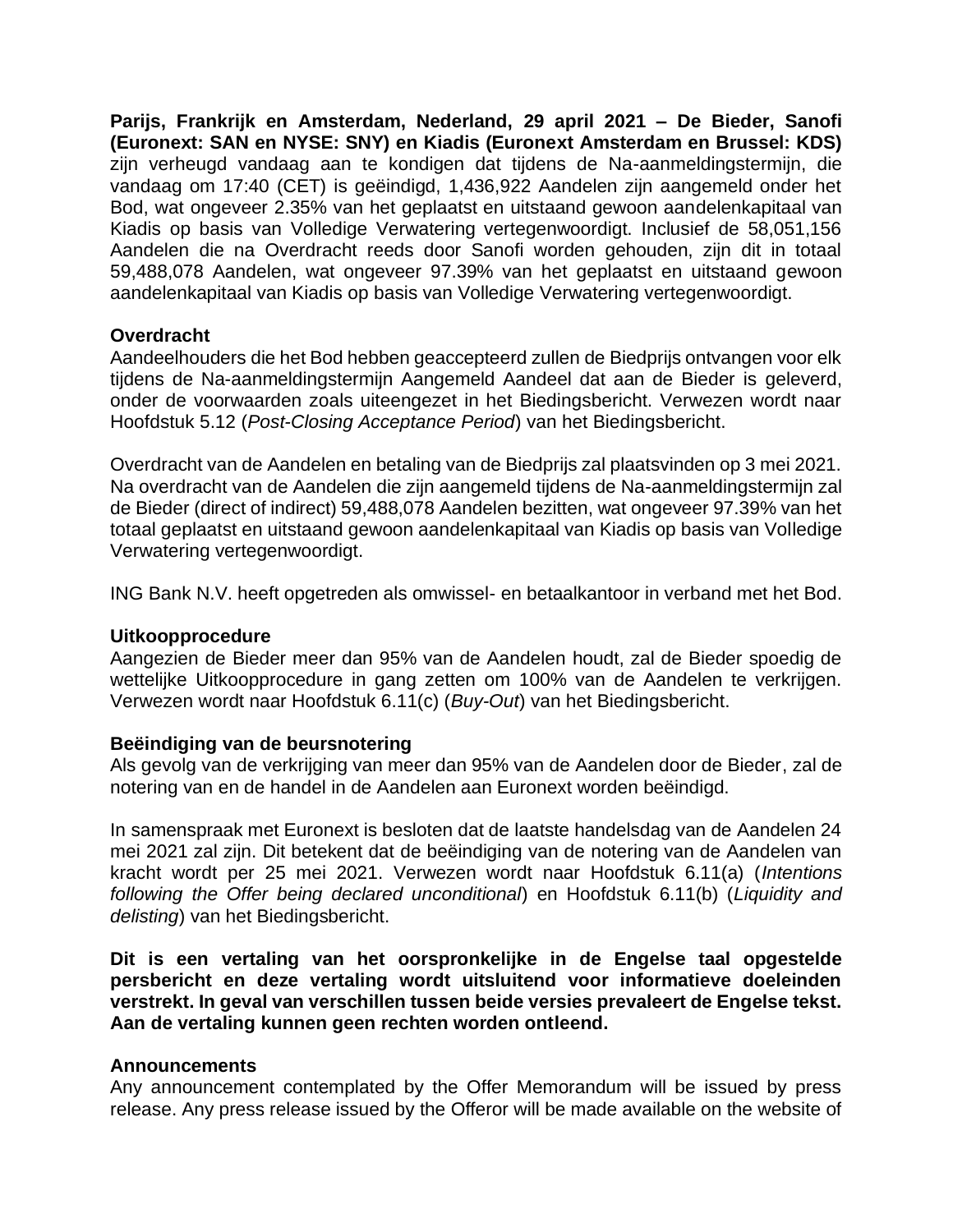**Parijs, Frankrijk en Amsterdam, Nederland, 29 april 2021 – De Bieder, Sanofi (Euronext: SAN en NYSE: SNY) en Kiadis (Euronext Amsterdam en Brussel: KDS)** zijn verheugd vandaag aan te kondigen dat tijdens de Na-aanmeldingstermijn, die vandaag om 17:40 (CET) is geëindigd, 1,436,922 Aandelen zijn aangemeld onder het Bod, wat ongeveer 2.35% van het geplaatst en uitstaand gewoon aandelenkapitaal van Kiadis op basis van Volledige Verwatering vertegenwoordigt. Inclusief de 58,051,156 Aandelen die na Overdracht reeds door Sanofi worden gehouden, zijn dit in totaal 59,488,078 Aandelen, wat ongeveer 97.39% van het geplaatst en uitstaand gewoon aandelenkapitaal van Kiadis op basis van Volledige Verwatering vertegenwoordigt.

**Overdracht**

Aandeelhouders die het Bod hebben geaccepteerd zullen de Biedprijs ontvangen voor elk tijdens de Na-aanmeldingstermijn Aangemeld Aandeel dat aan de Bieder is geleverd, onder de voorwaarden zoals uiteengezet in het Biedingsbericht. Verwezen wordt naar Hoofdstuk 5.12 (*Post-Closing Acceptance Period*) van het Biedingsbericht.

Overdracht van de Aandelen en betaling van de Biedprijs zal plaatsvinden op 3 mei 2021. Na overdracht van de Aandelen die zijn aangemeld tijdens de Na-aanmeldingstermijn zal de Bieder (direct of indirect) 59,488,078 Aandelen bezitten, wat ongeveer 97.39% van het totaal geplaatst en uitstaand gewoon aandelenkapitaal van Kiadis op basis van Volledige Verwatering vertegenwoordigt.

ING Bank N.V. heeft opgetreden als omwissel- en betaalkantoor in verband met het Bod.

**Uitkoopprocedure**

Aangezien de Bieder meer dan 95% van de Aandelen houdt, zal de Bieder spoedig de wettelijke Uitkoopprocedure in gang zetten om 100% van de Aandelen te verkrijgen. Verwezen wordt naar Hoofdstuk 6.11(c) (*Buy-Out*) van het Biedingsbericht.

**Beëindiging van de beursnotering**

Als gevolg van de verkrijging van meer dan 95% van de Aandelen door de Bieder, zal de notering van en de handel in de Aandelen aan Euronext worden beëindigd.

In samenspraak met Euronext is besloten dat de laatste handelsdag van de Aandelen 24 mei 2021 zal zijn. Dit betekent dat de beëindiging van de notering van de Aandelen van kracht wordt per 25 mei 2021. Verwezen wordt naar Hoofdstuk 6.11(a) (*Intentions following the Offer being declared unconditional*) en Hoofdstuk 6.11(b) (*Liquidity and delisting*) van het Biedingsbericht.

**Dit is een vertaling van het oorspronkelijke in de Engelse taal opgestelde persbericht en deze vertaling wordt uitsluitend voor informatieve doeleinden verstrekt. In geval van verschillen tussen beide versies prevaleert de Engelse tekst. Aan de vertaling kunnen geen rechten worden ontleend.**

**Announcements**

Any announcement contemplated by the Offer Memorandum will be issued by press release. Any press release issued by the Offeror will be made available on the website of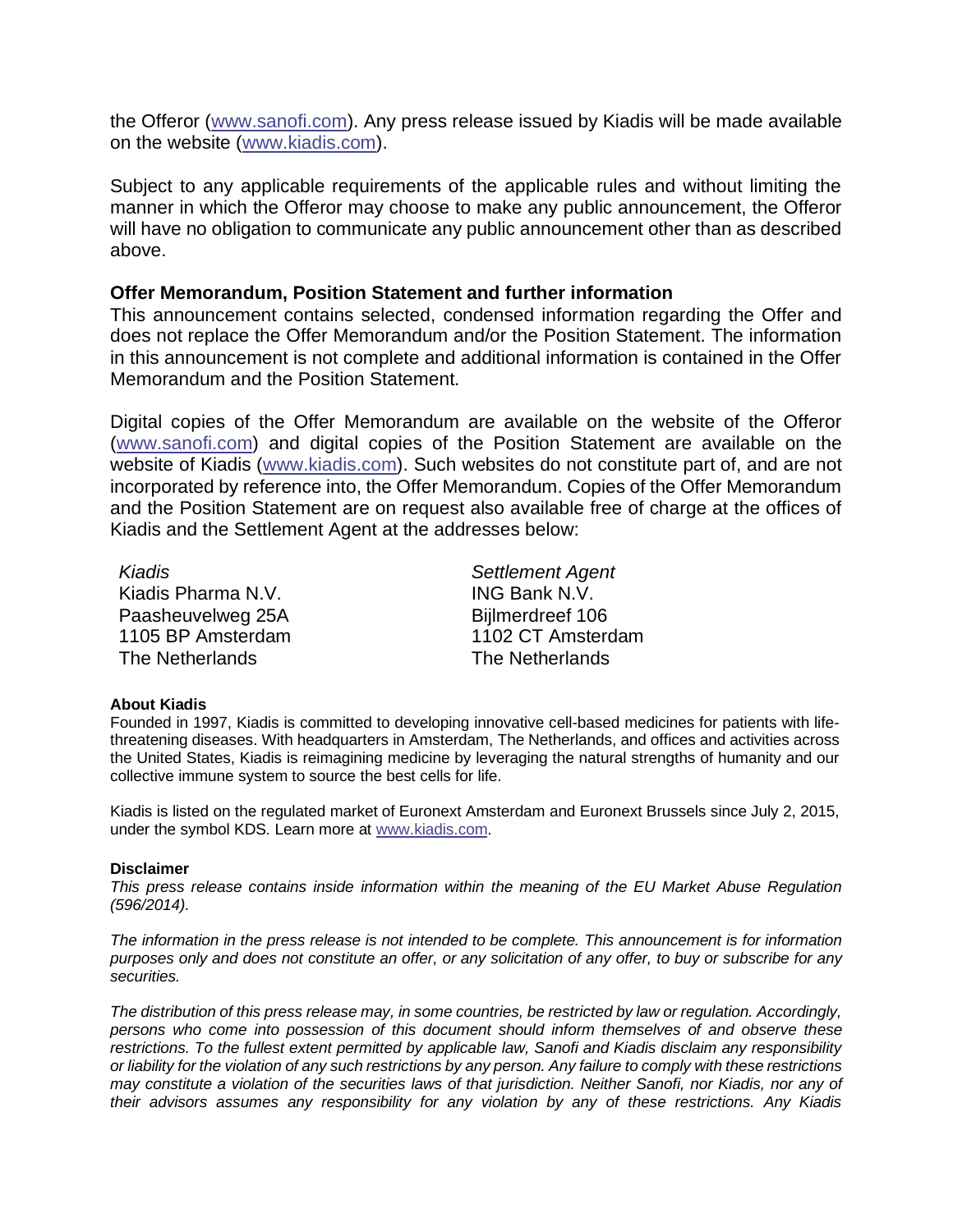the Offeror (www.sanofi.com). Any press release issued by Kiadis will be made available on the website (www.kiadis.com).

Subject to any applicable requirements of the applicable rules and without limiting the manner in which the Offeror may choose to make any public announcement, the Offeror will have no obligation to communicate any public announcement other than as described above.

**Offer Memorandum, Position Statement and further information**

This announcement contains selected, condensed information regarding the Offer and does not replace the Offer Memorandum and/or the Position Statement. The information in this announcement is not complete and additional information is contained in the Offer Memorandum and the Position Statement.

Digital copies of the Offer Memorandum are available on the website of the Offeror (www.sanofi.com) and digital copies of the Position Statement are available on the website of Kiadis (www.kiadis.com). Such websites do not constitute part of, and are not incorporated by reference into, the Offer Memorandum. Copies of the Offer Memorandum and the Position Statement are on request also available free of charge at the offices of Kiadis and the Settlement Agent at the addresses below:

*Kiadis*
Kiadis Pharma N.V.
Paasheuvelweg 25A
1105 BP Amsterdam
The Netherlands

*Settlement Agent*
ING Bank N.V.
Bijlmerdreef 106
1102 CT Amsterdam
The Netherlands

**About Kiadis**

Founded in 1997, Kiadis is committed to developing innovative cell-based medicines for patients with life-threatening diseases. With headquarters in Amsterdam, The Netherlands, and offices and activities across the United States, Kiadis is reimagining medicine by leveraging the natural strengths of humanity and our collective immune system to source the best cells for life.

Kiadis is listed on the regulated market of Euronext Amsterdam and Euronext Brussels since July 2, 2015, under the symbol KDS. Learn more at www.kiadis.com.

**Disclaimer**

*This press release contains inside information within the meaning of the EU Market Abuse Regulation (596/2014).*

*The information in the press release is not intended to be complete. This announcement is for information purposes only and does not constitute an offer, or any solicitation of any offer, to buy or subscribe for any securities.*

*The distribution of this press release may, in some countries, be restricted by law or regulation. Accordingly, persons who come into possession of this document should inform themselves of and observe these restrictions. To the fullest extent permitted by applicable law, Sanofi and Kiadis disclaim any responsibility or liability for the violation of any such restrictions by any person. Any failure to comply with these restrictions may constitute a violation of the securities laws of that jurisdiction. Neither Sanofi, nor Kiadis, nor any of their advisors assumes any responsibility for any violation by any of these restrictions. Any Kiadis*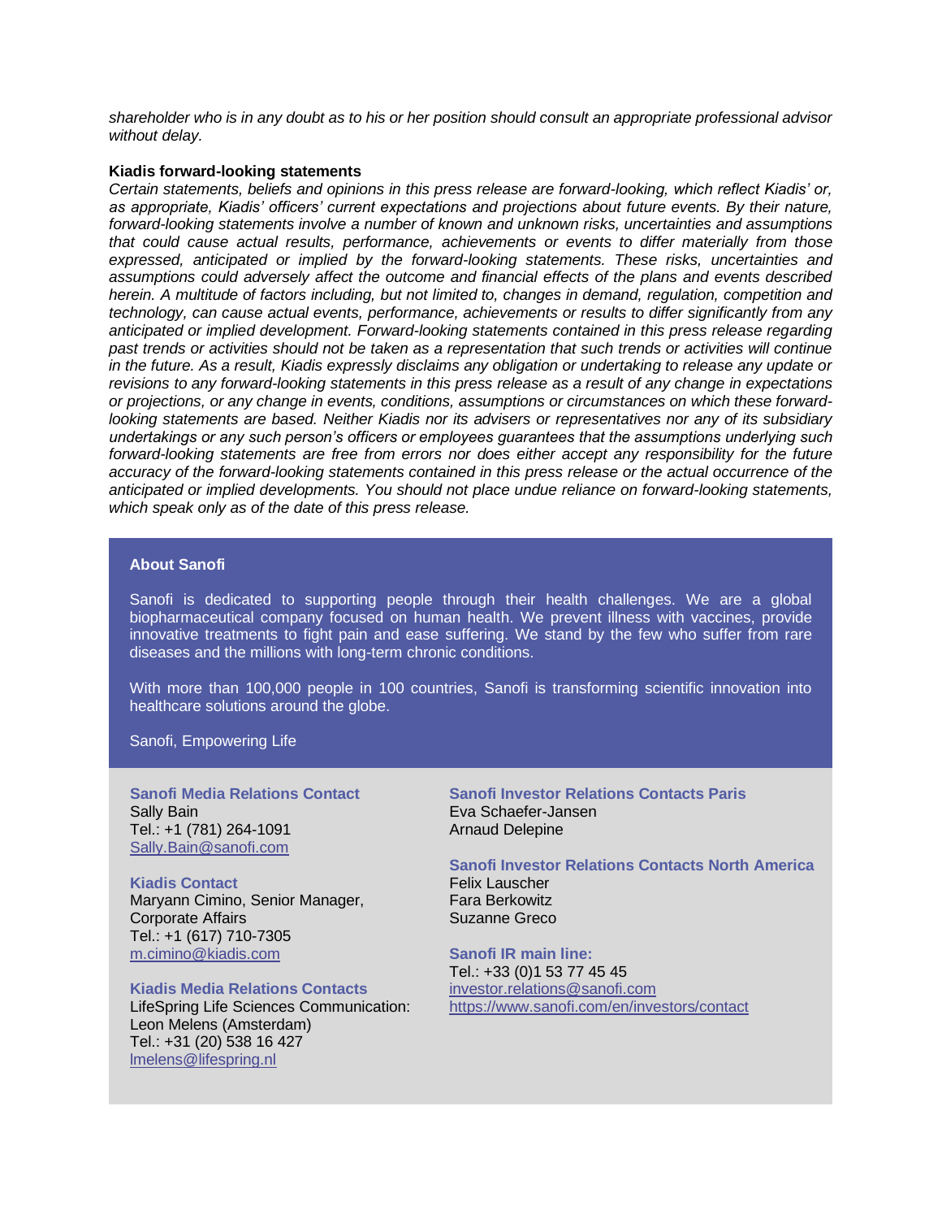*shareholder who is in any doubt as to his or her position should consult an appropriate professional advisor without delay.*

**Kiadis forward-looking statements**

*Certain statements, beliefs and opinions in this press release are forward-looking, which reflect Kiadis' or, as appropriate, Kiadis' officers' current expectations and projections about future events. By their nature, forward-looking statements involve a number of known and unknown risks, uncertainties and assumptions that could cause actual results, performance, achievements or events to differ materially from those expressed, anticipated or implied by the forward-looking statements. These risks, uncertainties and assumptions could adversely affect the outcome and financial effects of the plans and events described herein. A multitude of factors including, but not limited to, changes in demand, regulation, competition and technology, can cause actual events, performance, achievements or results to differ significantly from any anticipated or implied development. Forward-looking statements contained in this press release regarding past trends or activities should not be taken as a representation that such trends or activities will continue in the future. As a result, Kiadis expressly disclaims any obligation or undertaking to release any update or revisions to any forward-looking statements in this press release as a result of any change in expectations or projections, or any change in events, conditions, assumptions or circumstances on which these forward-looking statements are based. Neither Kiadis nor its advisers or representatives nor any of its subsidiary undertakings or any such person's officers or employees guarantees that the assumptions underlying such forward-looking statements are free from errors nor does either accept any responsibility for the future accuracy of the forward-looking statements contained in this press release or the actual occurrence of the anticipated or implied developments. You should not place undue reliance on forward-looking statements, which speak only as of the date of this press release.*

**About Sanofi**

Sanofi is dedicated to supporting people through their health challenges. We are a global biopharmaceutical company focused on human health. We prevent illness with vaccines, provide innovative treatments to fight pain and ease suffering. We stand by the few who suffer from rare diseases and the millions with long-term chronic conditions.

With more than 100,000 people in 100 countries, Sanofi is transforming scientific innovation into healthcare solutions around the globe.

Sanofi, Empowering Life

**Sanofi Media Relations Contact**
Sally Bain
Tel.: +1 (781) 264-1091
Sally.Bain@sanofi.com

**Kiadis Contact**
Maryann Cimino, Senior Manager, Corporate Affairs
Tel.: +1 (617) 710-7305
m.cimino@kiadis.com

**Kiadis Media Relations Contacts**
LifeSpring Life Sciences Communication:
Leon Melens (Amsterdam)
Tel.: +31 (20) 538 16 427
lmelens@lifespring.nl

**Sanofi Investor Relations Contacts Paris**
Eva Schaefer-Jansen
Arnaud Delepine

**Sanofi Investor Relations Contacts North America**
Felix Lauscher
Fara Berkowitz
Suzanne Greco

**Sanofi IR main line:**
Tel.: +33 (0)1 53 77 45 45
investor.relations@sanofi.com
https://www.sanofi.com/en/investors/contact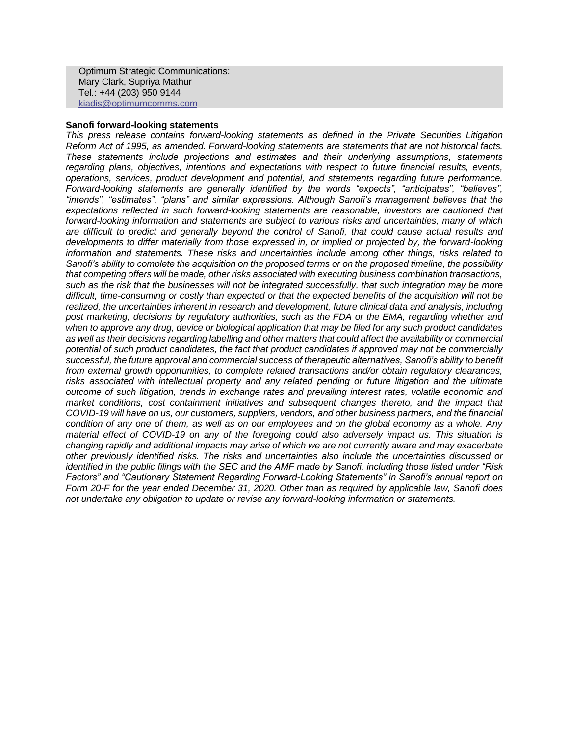Optimum Strategic Communications:
Mary Clark, Supriya Mathur
Tel.: +44 (203) 950 9144
kiadis@optimumcomms.com

**Sanofi forward-looking statements**

*This press release contains forward-looking statements as defined in the Private Securities Litigation Reform Act of 1995, as amended. Forward-looking statements are statements that are not historical facts. These statements include projections and estimates and their underlying assumptions, statements regarding plans, objectives, intentions and expectations with respect to future financial results, events, operations, services, product development and potential, and statements regarding future performance. Forward-looking statements are generally identified by the words "expects", "anticipates", "believes", "intends", "estimates", "plans" and similar expressions. Although Sanofi's management believes that the expectations reflected in such forward-looking statements are reasonable, investors are cautioned that forward-looking information and statements are subject to various risks and uncertainties, many of which are difficult to predict and generally beyond the control of Sanofi, that could cause actual results and developments to differ materially from those expressed in, or implied or projected by, the forward-looking information and statements. These risks and uncertainties include among other things, risks related to Sanofi's ability to complete the acquisition on the proposed terms or on the proposed timeline, the possibility that competing offers will be made, other risks associated with executing business combination transactions, such as the risk that the businesses will not be integrated successfully, that such integration may be more difficult, time-consuming or costly than expected or that the expected benefits of the acquisition will not be realized, the uncertainties inherent in research and development, future clinical data and analysis, including post marketing, decisions by regulatory authorities, such as the FDA or the EMA, regarding whether and when to approve any drug, device or biological application that may be filed for any such product candidates as well as their decisions regarding labelling and other matters that could affect the availability or commercial potential of such product candidates, the fact that product candidates if approved may not be commercially successful, the future approval and commercial success of therapeutic alternatives, Sanofi's ability to benefit from external growth opportunities, to complete related transactions and/or obtain regulatory clearances, risks associated with intellectual property and any related pending or future litigation and the ultimate outcome of such litigation, trends in exchange rates and prevailing interest rates, volatile economic and market conditions, cost containment initiatives and subsequent changes thereto, and the impact that COVID-19 will have on us, our customers, suppliers, vendors, and other business partners, and the financial condition of any one of them, as well as on our employees and on the global economy as a whole. Any material effect of COVID-19 on any of the foregoing could also adversely impact us. This situation is changing rapidly and additional impacts may arise of which we are not currently aware and may exacerbate other previously identified risks. The risks and uncertainties also include the uncertainties discussed or identified in the public filings with the SEC and the AMF made by Sanofi, including those listed under "Risk Factors" and "Cautionary Statement Regarding Forward-Looking Statements" in Sanofi's annual report on Form 20-F for the year ended December 31, 2020. Other than as required by applicable law, Sanofi does not undertake any obligation to update or revise any forward-looking information or statements.*